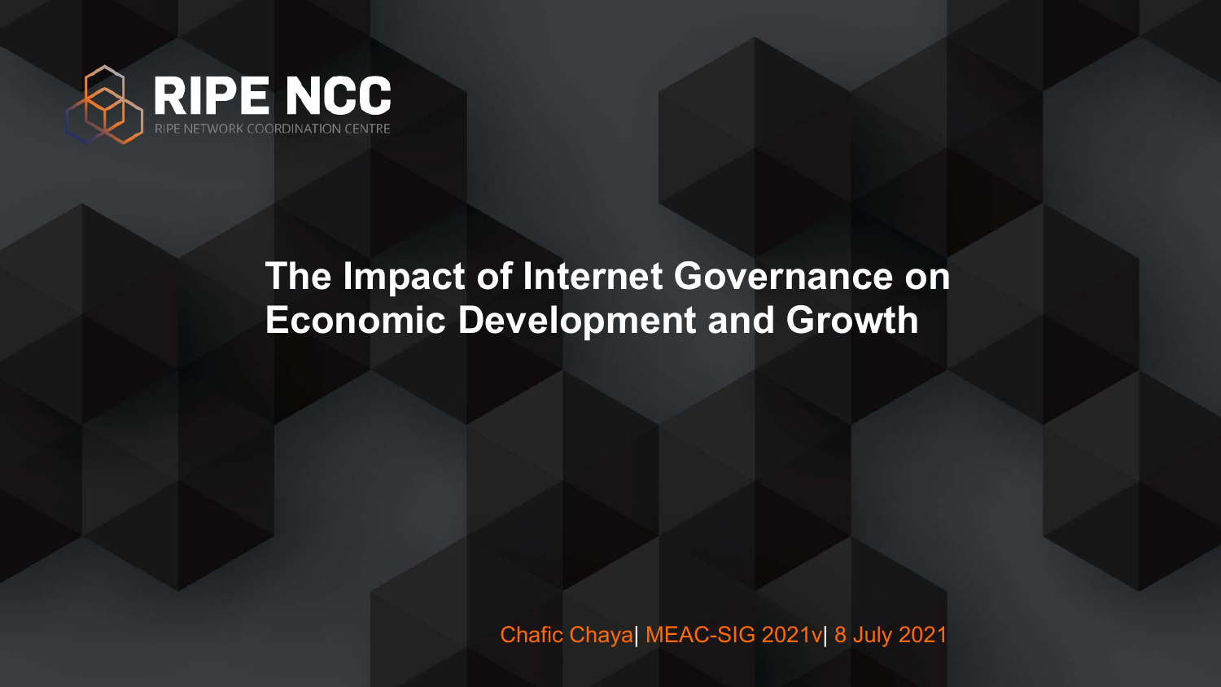RIPE NCC

RIPE NETWORK COORDINATION CENTRE

# The Impact of Internet Governance on Economic Development and Growth

Chafic Chaya| MEAC-SIG 2021v| 8 July 2021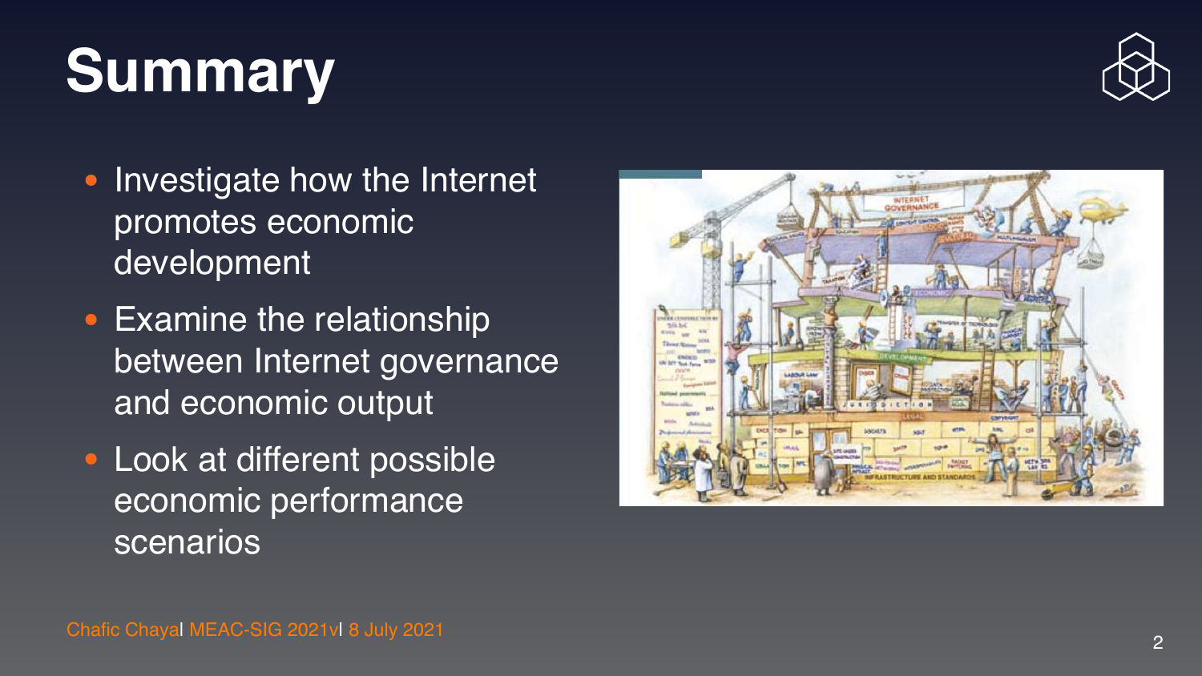# Summary

- Investigate how the Internet promotes economic development
- Examine the relationship between Internet governance and economic output
- Look at different possible economic performance scenarios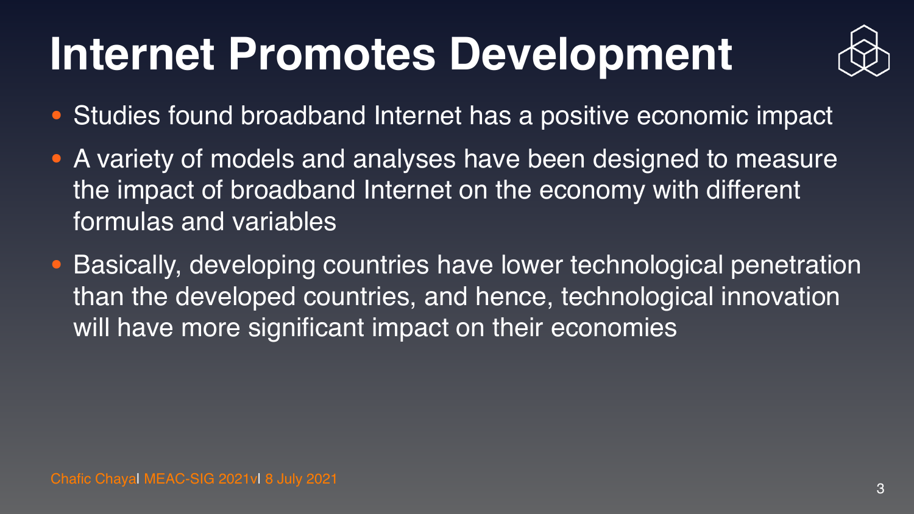# Internet Promotes Development

- Studies found broadband Internet has a positive economic impact
- A variety of models and analyses have been designed to measure the impact of broadband Internet on the economy with different formulas and variables
- Basically, developing countries have lower technological penetration than the developed countries, and hence, technological innovation will have more significant impact on their economies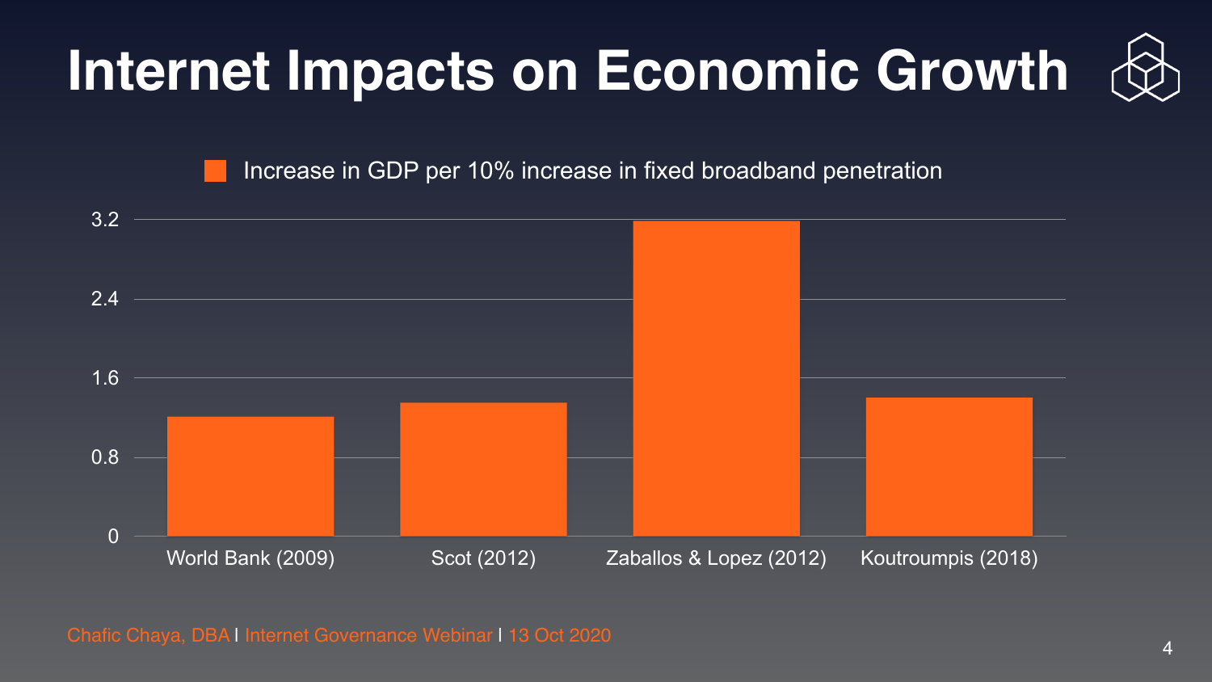# Internet Impacts on Economic Growth

Increase in GDP per 10% increase in fixed broadband penetration

3.2

2.4

1.6

0.8

0

World Bank (2009)

Scot (2012)

Zaballos & Lopez (2012)

Koutroumpis (2018)

Chafic Chaya, DBA | Internet Governance Webinar | 13 Oct 2020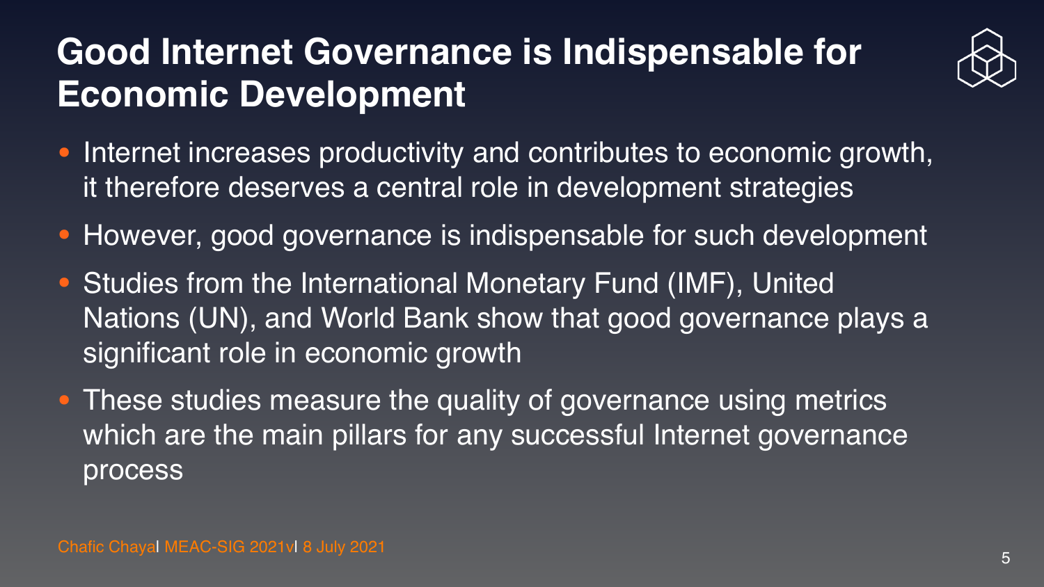# Good Internet Governance is Indispensable for Economic Development

- Internet increases productivity and contributes to economic growth, it therefore deserves a central role in development strategies
- However, good governance is indispensable for such development
- Studies from the International Monetary Fund (IMF), United Nations (UN), and World Bank show that good governance plays a significant role in economic growth
- These studies measure the quality of governance using metrics which are the main pillars for any successful Internet governance process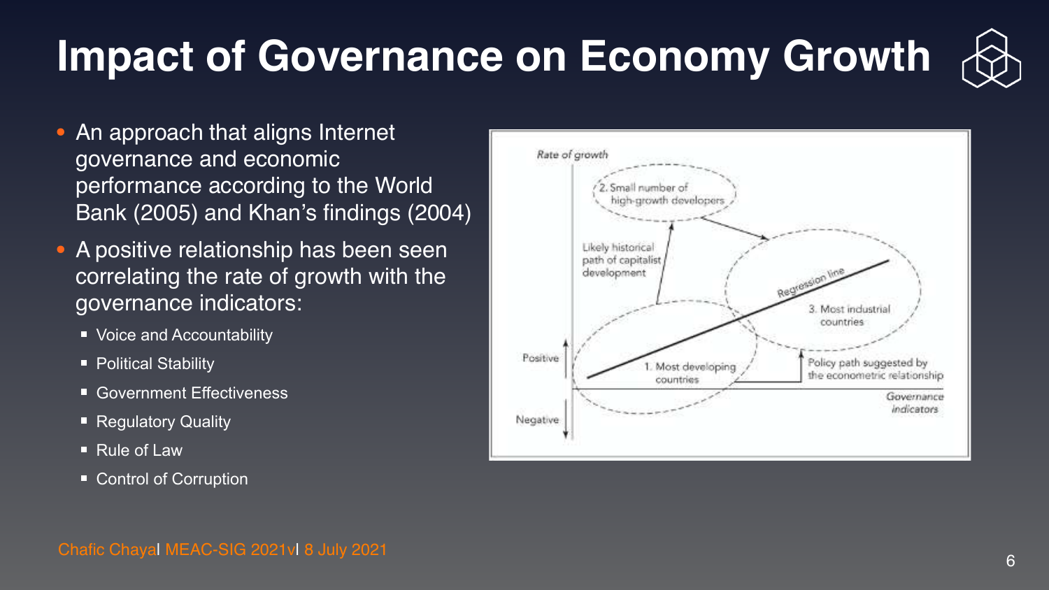# Impact of Governance on Economy Growth

- An approach that aligns Internet governance and economic performance according to the World Bank (2005) and Khan's findings (2004)
- A positive relationship has been seen correlating the rate of growth with the governance indicators:
  - Voice and Accountability
  - Political Stability
  - Government Effectiveness
  - Regulatory Quality
  - Rule of Law
  - Control of Corruption

Chafic Chayal MEAC-SIG 2021vl 8 July 2021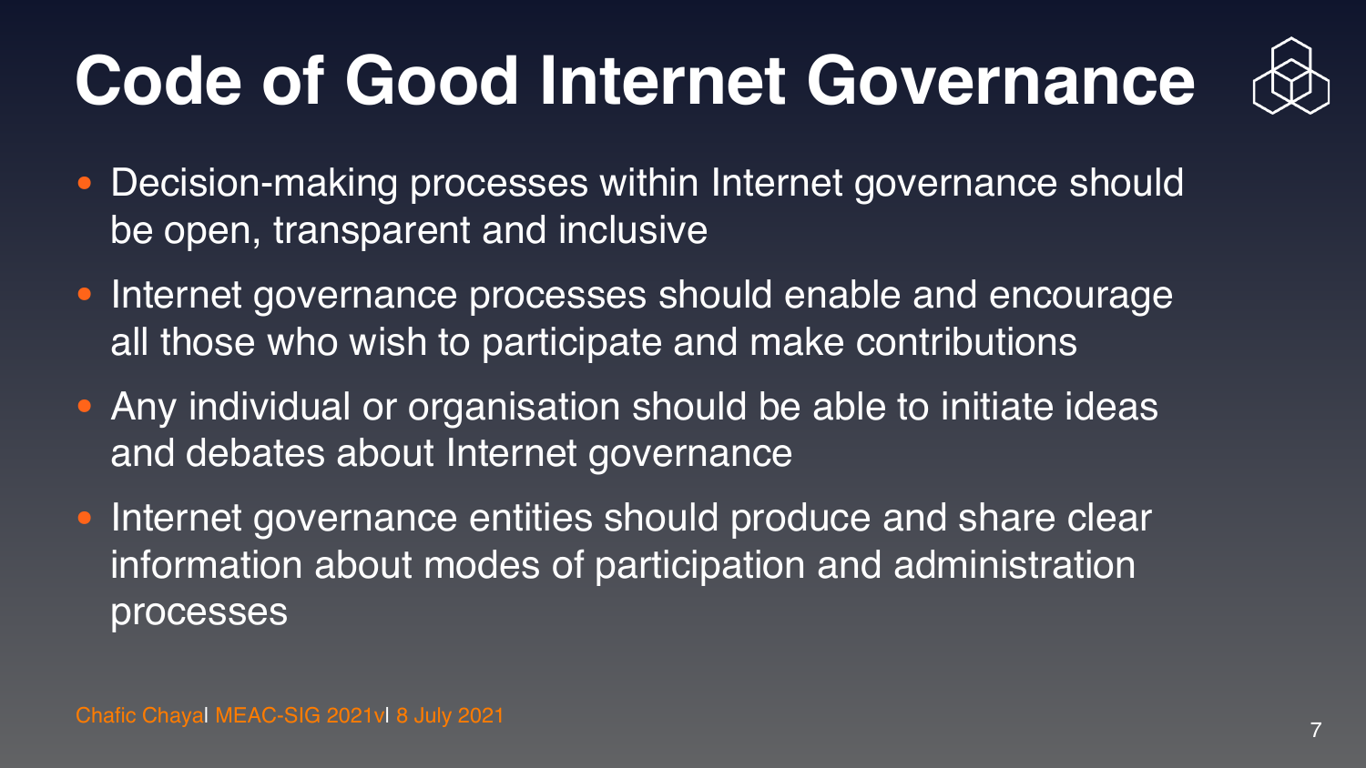# Code of Good Internet Governance

- Decision-making processes within Internet governance should be open, transparent and inclusive
- Internet governance processes should enable and encourage all those who wish to participate and make contributions
- Any individual or organisation should be able to initiate ideas and debates about Internet governance
- Internet governance entities should produce and share clear information about modes of participation and administration processes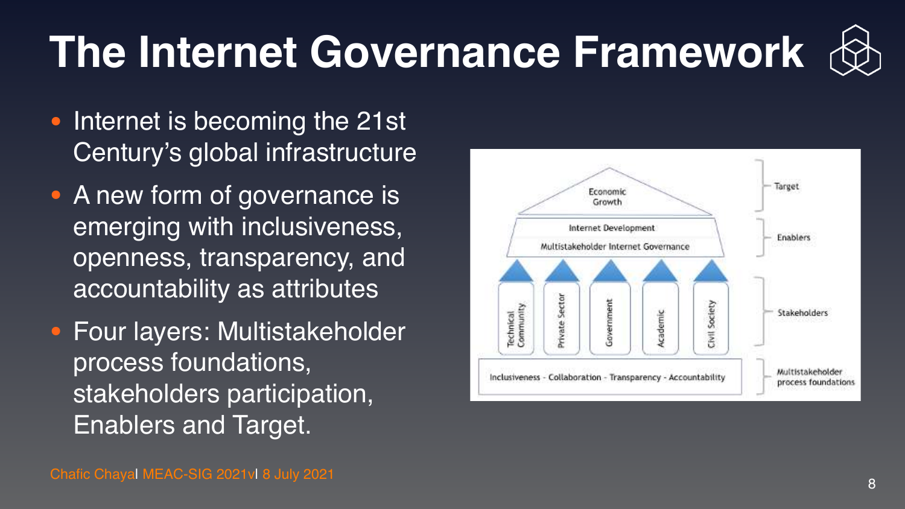# The Internet Governance Framework

- Internet is becoming the 21st Century's global infrastructure
- A new form of governance is emerging with inclusiveness, openness, transparency, and accountability as attributes
- Four layers: Multistakeholder process foundations, stakeholders participation, Enablers and Target.

Economic Growth — Target

Internet Development / Multistakeholder Internet Governance — Enablers

Technical Community | Private Sector | Government | Academic | Civil Society — Stakeholders

Inclusiveness - Collaboration - Transparency - Accountability — Multistakeholder process foundations

Chafic Chayal MEAC-SIG 2021vl 8 July 2021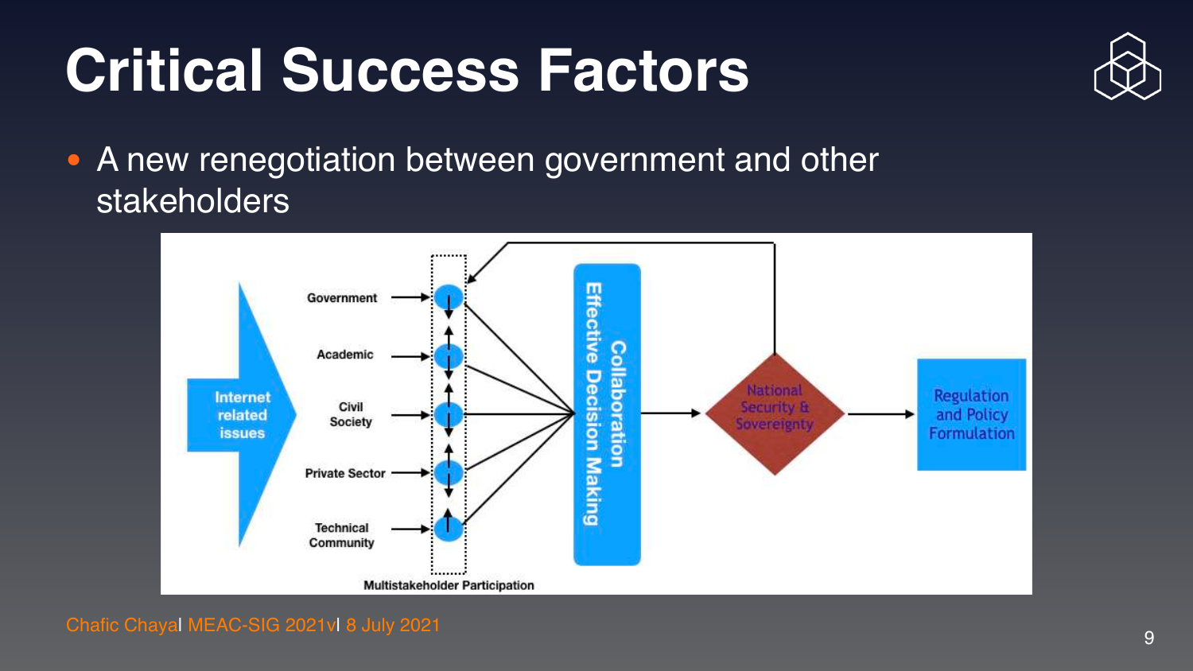# Critical Success Factors

- A new renegotiation between government and other stakeholders

Internet related issues

Government

Academic

Civil Society

Private Sector

Technical Community

Multistakeholder Participation

Collaboration Effective Decision Making

National Security & Sovereignty

Regulation and Policy Formulation

Chafic Chayal MEAC-SIG 2021vl 8 July 2021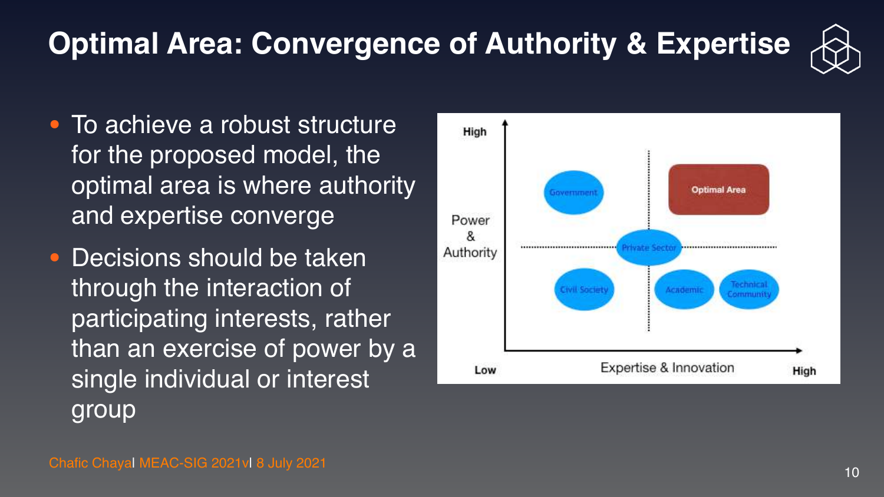# Optimal Area: Convergence of Authority & Expertise

- To achieve a robust structure for the proposed model, the optimal area is where authority and expertise converge
- Decisions should be taken through the interaction of participating interests, rather than an exercise of power by a single individual or interest group

High

Power & Authority

Government

Optimal Area

Private Sector

Civil Society

Academic

Technical Community

Low

Expertise & Innovation

High

Chafic Chayal MEAC-SIG 2021vl 8 July 2021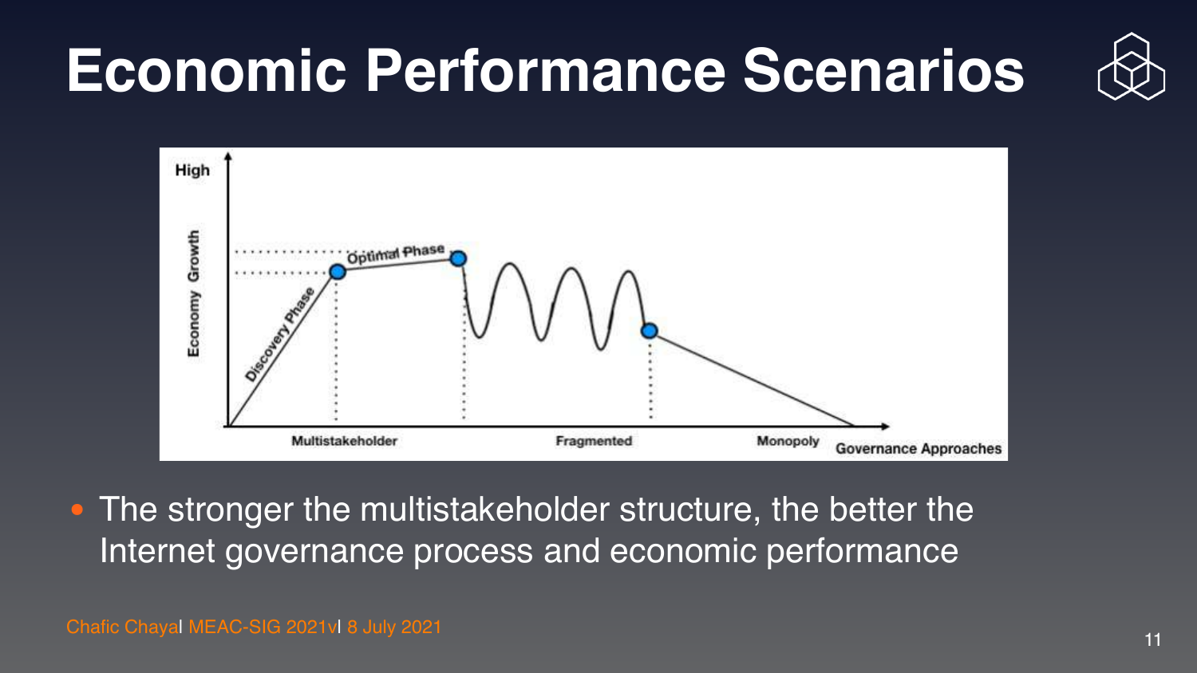# Economic Performance Scenarios

- The stronger the multistakeholder structure, the better the Internet governance process and economic performance

Chafic Chayal MEAC-SIG 2021vl 8 July 2021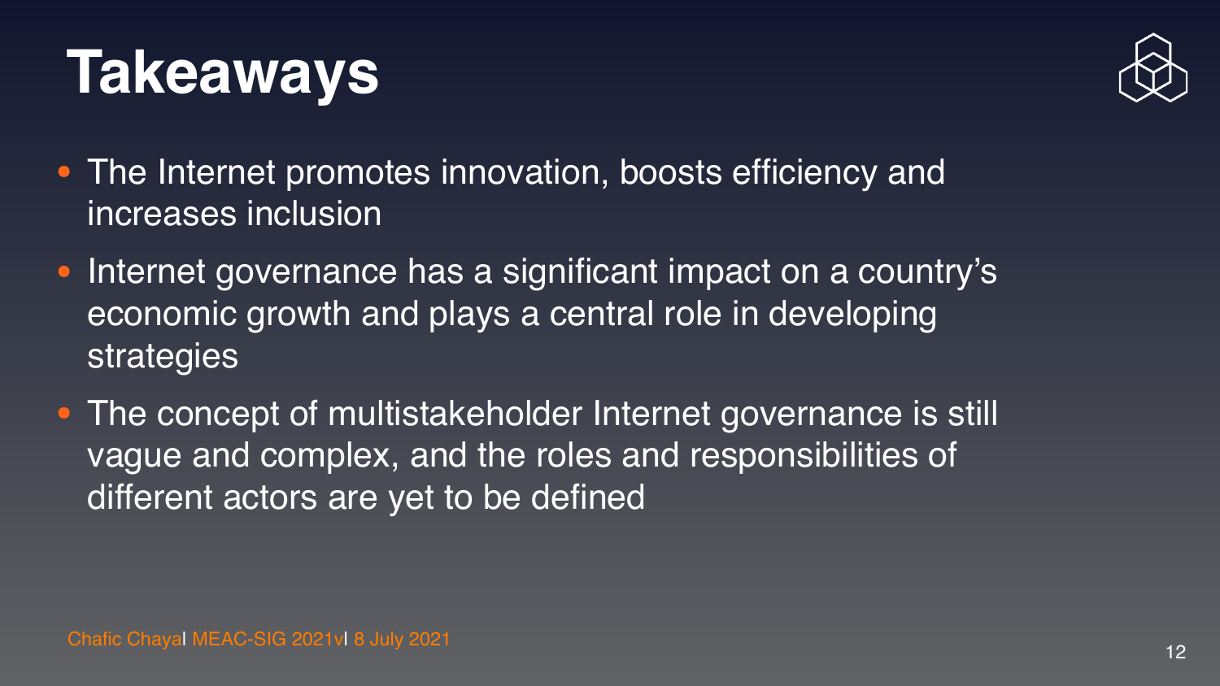# Takeaways

- The Internet promotes innovation, boosts efficiency and increases inclusion
- Internet governance has a significant impact on a country's economic growth and plays a central role in developing strategies
- The concept of multistakeholder Internet governance is still vague and complex, and the roles and responsibilities of different actors are yet to be defined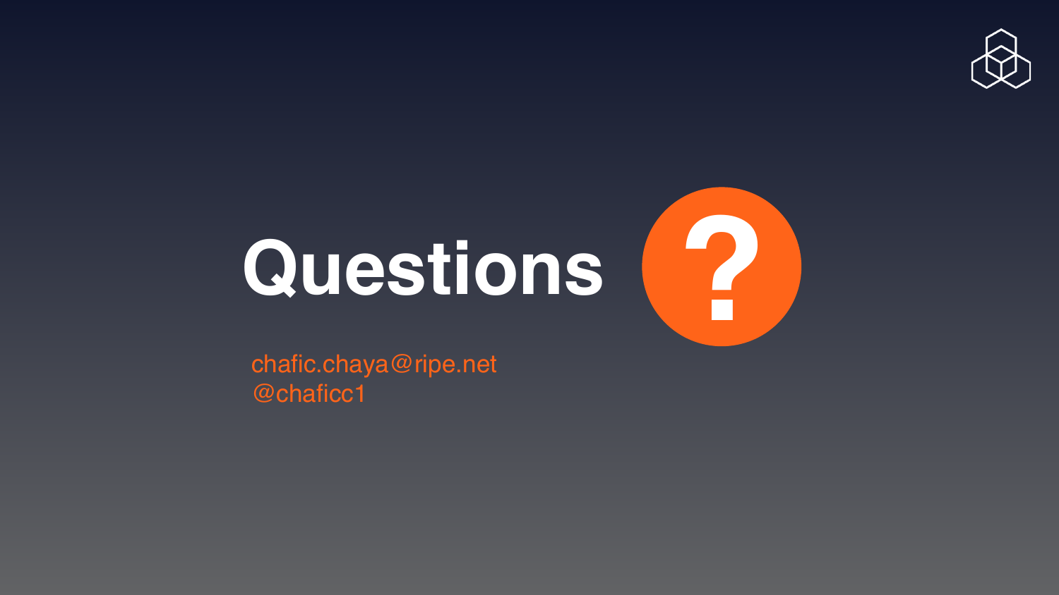# Questions ?

chafic.chaya@ripe.net
@chaficc1